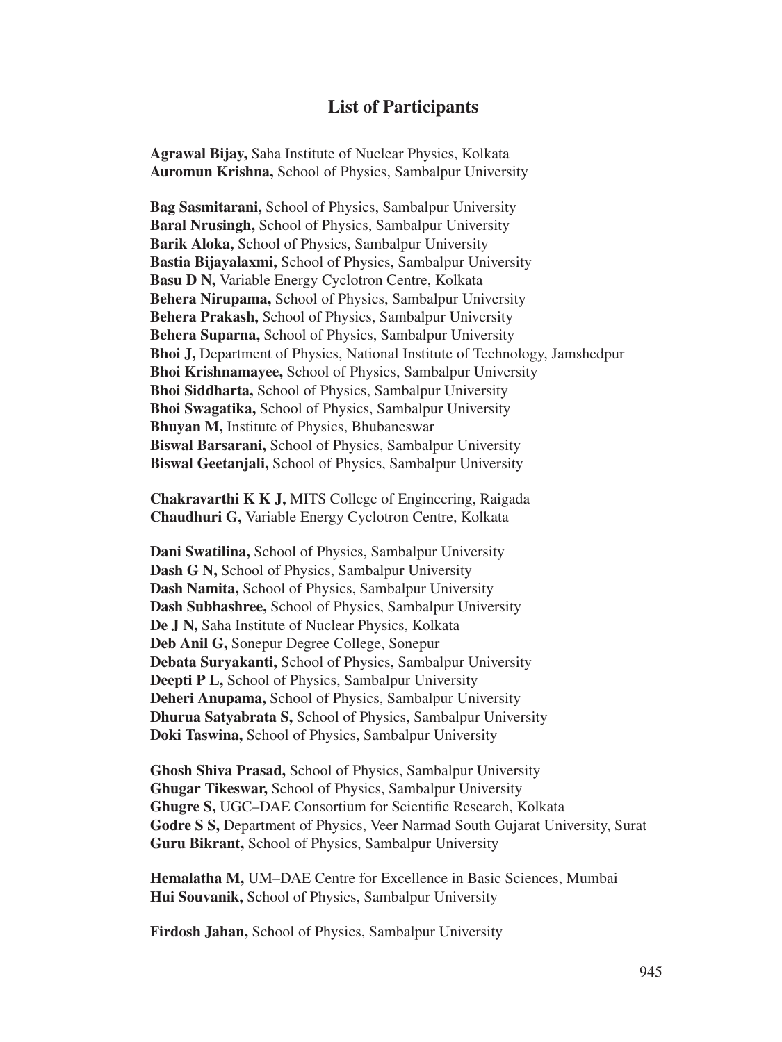# List of Participants

**Agrawal Bijay,** Saha Institute of Nuclear Physics, Kolkata
**Auromun Krishna,** School of Physics, Sambalpur University

**Bag Sasmitarani,** School of Physics, Sambalpur University
**Baral Nrusingh,** School of Physics, Sambalpur University
**Barik Aloka,** School of Physics, Sambalpur University
**Bastia Bijayalaxmi,** School of Physics, Sambalpur University
**Basu D N,** Variable Energy Cyclotron Centre, Kolkata
**Behera Nirupama,** School of Physics, Sambalpur University
**Behera Prakash,** School of Physics, Sambalpur University
**Behera Suparna,** School of Physics, Sambalpur University
**Bhoi J,** Department of Physics, National Institute of Technology, Jamshedpur
**Bhoi Krishnamayee,** School of Physics, Sambalpur University
**Bhoi Siddharta,** School of Physics, Sambalpur University
**Bhoi Swagatika,** School of Physics, Sambalpur University
**Bhuyan M,** Institute of Physics, Bhubaneswar
**Biswal Barsarani,** School of Physics, Sambalpur University
**Biswal Geetanjali,** School of Physics, Sambalpur University

**Chakravarthi K K J,** MITS College of Engineering, Raigada
**Chaudhuri G,** Variable Energy Cyclotron Centre, Kolkata

**Dani Swatilina,** School of Physics, Sambalpur University
**Dash G N,** School of Physics, Sambalpur University
**Dash Namita,** School of Physics, Sambalpur University
**Dash Subhashree,** School of Physics, Sambalpur University
**De J N,** Saha Institute of Nuclear Physics, Kolkata
**Deb Anil G,** Sonepur Degree College, Sonepur
**Debata Suryakanti,** School of Physics, Sambalpur University
**Deepti P L,** School of Physics, Sambalpur University
**Deheri Anupama,** School of Physics, Sambalpur University
**Dhurua Satyabrata S,** School of Physics, Sambalpur University
**Doki Taswina,** School of Physics, Sambalpur University

**Ghosh Shiva Prasad,** School of Physics, Sambalpur University
**Ghugar Tikeswar,** School of Physics, Sambalpur University
**Ghugre S,** UGC–DAE Consortium for Scientific Research, Kolkata
**Godre S S,** Department of Physics, Veer Narmad South Gujarat University, Surat
**Guru Bikrant,** School of Physics, Sambalpur University

**Hemalatha M,** UM–DAE Centre for Excellence in Basic Sciences, Mumbai
**Hui Souvanik,** School of Physics, Sambalpur University

**Firdosh Jahan,** School of Physics, Sambalpur University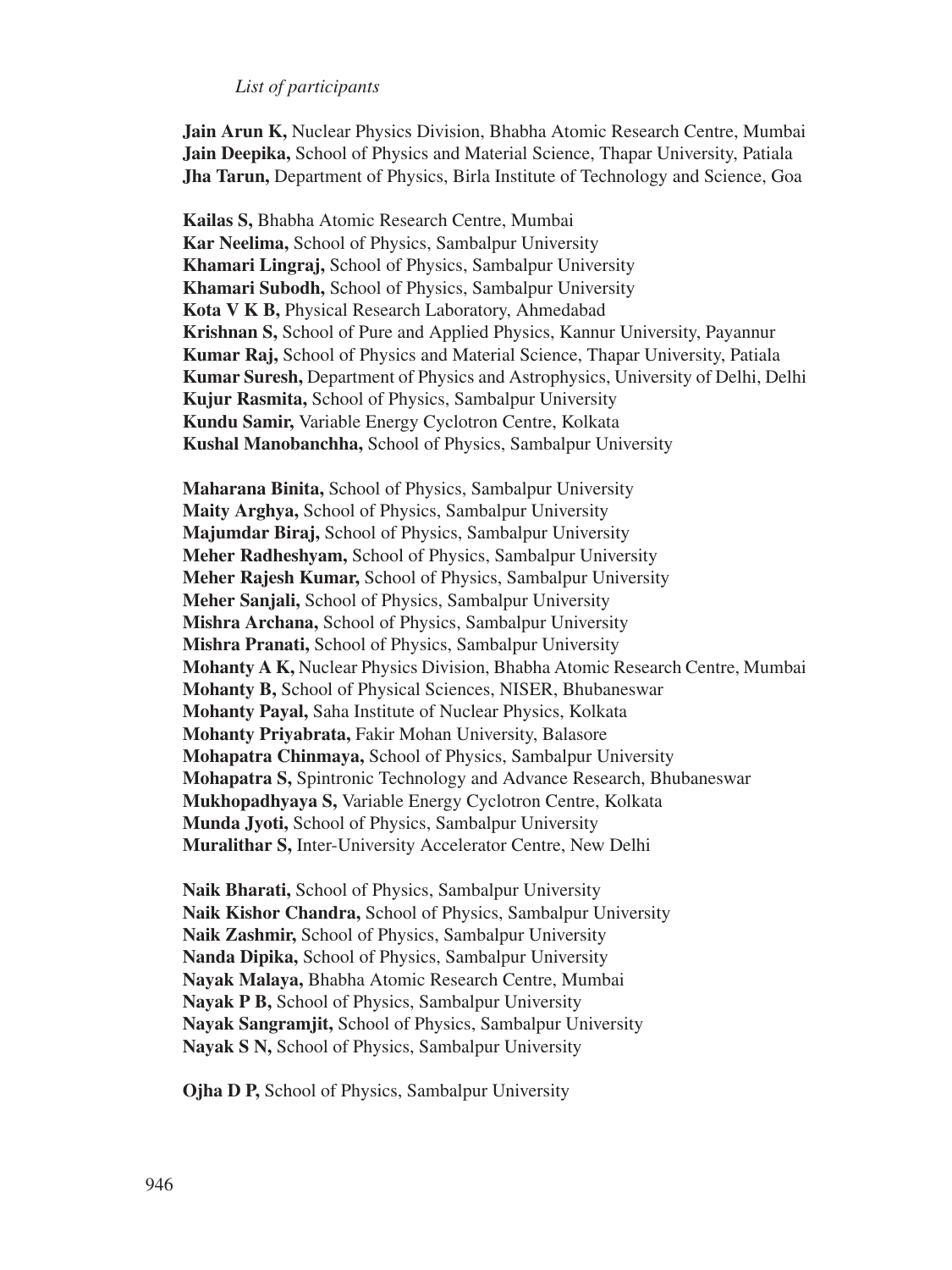*List of participants*

**Jain Arun K,** Nuclear Physics Division, Bhabha Atomic Research Centre, Mumbai
**Jain Deepika,** School of Physics and Material Science, Thapar University, Patiala
**Jha Tarun,** Department of Physics, Birla Institute of Technology and Science, Goa

**Kailas S,** Bhabha Atomic Research Centre, Mumbai
**Kar Neelima,** School of Physics, Sambalpur University
**Khamari Lingraj,** School of Physics, Sambalpur University
**Khamari Subodh,** School of Physics, Sambalpur University
**Kota V K B,** Physical Research Laboratory, Ahmedabad
**Krishnan S,** School of Pure and Applied Physics, Kannur University, Payannur
**Kumar Raj,** School of Physics and Material Science, Thapar University, Patiala
**Kumar Suresh,** Department of Physics and Astrophysics, University of Delhi, Delhi
**Kujur Rasmita,** School of Physics, Sambalpur University
**Kundu Samir,** Variable Energy Cyclotron Centre, Kolkata
**Kushal Manobanchha,** School of Physics, Sambalpur University

**Maharana Binita,** School of Physics, Sambalpur University
**Maity Arghya,** School of Physics, Sambalpur University
**Majumdar Biraj,** School of Physics, Sambalpur University
**Meher Radheshyam,** School of Physics, Sambalpur University
**Meher Rajesh Kumar,** School of Physics, Sambalpur University
**Meher Sanjali,** School of Physics, Sambalpur University
**Mishra Archana,** School of Physics, Sambalpur University
**Mishra Pranati,** School of Physics, Sambalpur University
**Mohanty A K,** Nuclear Physics Division, Bhabha Atomic Research Centre, Mumbai
**Mohanty B,** School of Physical Sciences, NISER, Bhubaneswar
**Mohanty Payal,** Saha Institute of Nuclear Physics, Kolkata
**Mohanty Priyabrata,** Fakir Mohan University, Balasore
**Mohapatra Chinmaya,** School of Physics, Sambalpur University
**Mohapatra S,** Spintronic Technology and Advance Research, Bhubaneswar
**Mukhopadhyaya S,** Variable Energy Cyclotron Centre, Kolkata
**Munda Jyoti,** School of Physics, Sambalpur University
**Muralithar S,** Inter-University Accelerator Centre, New Delhi

**Naik Bharati,** School of Physics, Sambalpur University
**Naik Kishor Chandra,** School of Physics, Sambalpur University
**Naik Zashmir,** School of Physics, Sambalpur University
**Nanda Dipika,** School of Physics, Sambalpur University
**Nayak Malaya,** Bhabha Atomic Research Centre, Mumbai
**Nayak P B,** School of Physics, Sambalpur University
**Nayak Sangramjit,** School of Physics, Sambalpur University
**Nayak S N,** School of Physics, Sambalpur University

**Ojha D P,** School of Physics, Sambalpur University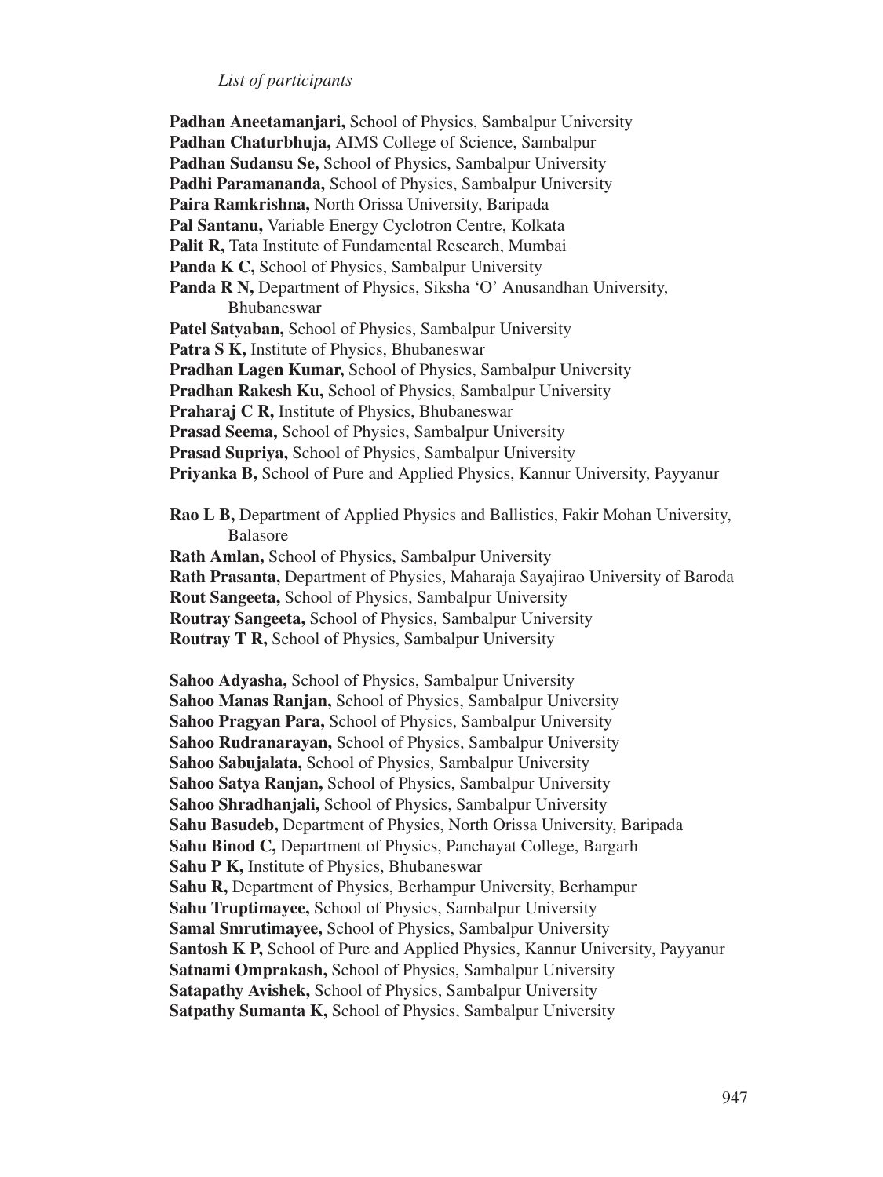*List of participants*

**Padhan Aneetamanjari,** School of Physics, Sambalpur University
**Padhan Chaturbhuja,** AIMS College of Science, Sambalpur
**Padhan Sudansu Se,** School of Physics, Sambalpur University
**Padhi Paramananda,** School of Physics, Sambalpur University
**Paira Ramkrishna,** North Orissa University, Baripada
**Pal Santanu,** Variable Energy Cyclotron Centre, Kolkata
**Palit R,** Tata Institute of Fundamental Research, Mumbai
**Panda K C,** School of Physics, Sambalpur University
**Panda R N,** Department of Physics, Siksha 'O' Anusandhan University, Bhubaneswar
**Patel Satyaban,** School of Physics, Sambalpur University
**Patra S K,** Institute of Physics, Bhubaneswar
**Pradhan Lagen Kumar,** School of Physics, Sambalpur University
**Pradhan Rakesh Ku,** School of Physics, Sambalpur University
**Praharaj C R,** Institute of Physics, Bhubaneswar
**Prasad Seema,** School of Physics, Sambalpur University
**Prasad Supriya,** School of Physics, Sambalpur University
**Priyanka B,** School of Pure and Applied Physics, Kannur University, Payyanur

**Rao L B,** Department of Applied Physics and Ballistics, Fakir Mohan University, Balasore
**Rath Amlan,** School of Physics, Sambalpur University
**Rath Prasanta,** Department of Physics, Maharaja Sayajirao University of Baroda
**Rout Sangeeta,** School of Physics, Sambalpur University
**Routray Sangeeta,** School of Physics, Sambalpur University
**Routray T R,** School of Physics, Sambalpur University

**Sahoo Adyasha,** School of Physics, Sambalpur University
**Sahoo Manas Ranjan,** School of Physics, Sambalpur University
**Sahoo Pragyan Para,** School of Physics, Sambalpur University
**Sahoo Rudranarayan,** School of Physics, Sambalpur University
**Sahoo Sabujalata,** School of Physics, Sambalpur University
**Sahoo Satya Ranjan,** School of Physics, Sambalpur University
**Sahoo Shradhanjali,** School of Physics, Sambalpur University
**Sahu Basudeb,** Department of Physics, North Orissa University, Baripada
**Sahu Binod C,** Department of Physics, Panchayat College, Bargarh
**Sahu P K,** Institute of Physics, Bhubaneswar
**Sahu R,** Department of Physics, Berhampur University, Berhampur
**Sahu Truptimayee,** School of Physics, Sambalpur University
**Samal Smrutimayee,** School of Physics, Sambalpur University
**Santosh K P,** School of Pure and Applied Physics, Kannur University, Payyanur
**Satnami Omprakash,** School of Physics, Sambalpur University
**Satapathy Avishek,** School of Physics, Sambalpur University
**Satpathy Sumanta K,** School of Physics, Sambalpur University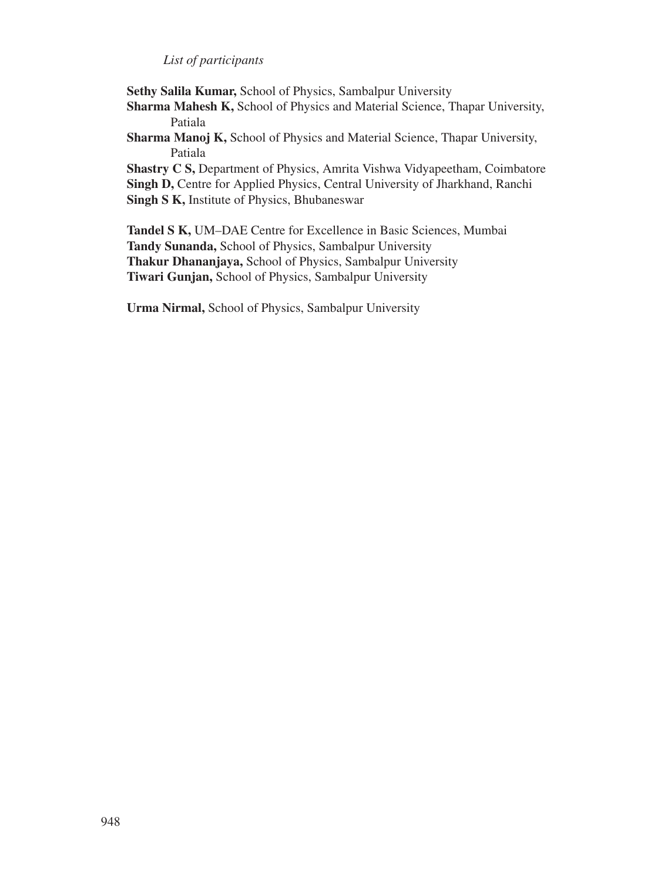**Sethy Salila Kumar,** School of Physics, Sambalpur University
**Sharma Mahesh K,** School of Physics and Material Science, Thapar University, Patiala
**Sharma Manoj K,** School of Physics and Material Science, Thapar University, Patiala
**Shastry C S,** Department of Physics, Amrita Vishwa Vidyapeetham, Coimbatore
**Singh D,** Centre for Applied Physics, Central University of Jharkhand, Ranchi
**Singh S K,** Institute of Physics, Bhubaneswar

**Tandel S K,** UM–DAE Centre for Excellence in Basic Sciences, Mumbai
**Tandy Sunanda,** School of Physics, Sambalpur University
**Thakur Dhananjaya,** School of Physics, Sambalpur University
**Tiwari Gunjan,** School of Physics, Sambalpur University

**Urma Nirmal,** School of Physics, Sambalpur University